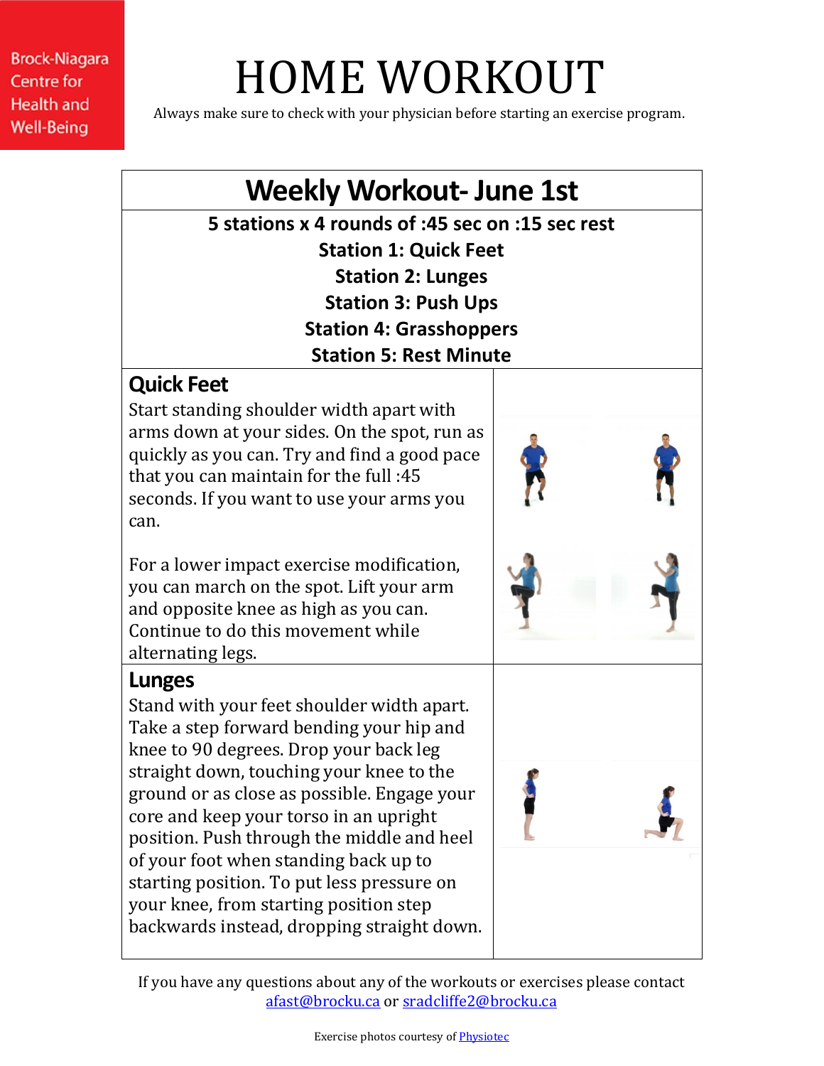Brock-Niagara Centre for Health and Well-Being

# HOME WORKOUT

Always make sure to check with your physician before starting an exercise program.

## Weekly Workout- June 1st

**5 stations x 4 rounds of :45 sec on :15 sec rest**

**Station 1: Quick Feet**

**Station 2: Lunges**

**Station 3: Push Ups**

**Station 4: Grasshoppers**

**Station 5: Rest Minute**

### Quick Feet

Start standing shoulder width apart with arms down at your sides. On the spot, run as quickly as you can. Try and find a good pace that you can maintain for the full :45 seconds. If you want to use your arms you can.

For a lower impact exercise modification, you can march on the spot. Lift your arm and opposite knee as high as you can. Continue to do this movement while alternating legs.

### Lunges

Stand with your feet shoulder width apart. Take a step forward bending your hip and knee to 90 degrees. Drop your back leg straight down, touching your knee to the ground or as close as possible. Engage your core and keep your torso in an upright position. Push through the middle and heel of your foot when standing back up to starting position. To put less pressure on your knee, from starting position step backwards instead, dropping straight down.

If you have any questions about any of the workouts or exercises please contact afast@brocku.ca or sradcliffe2@brocku.ca

Exercise photos courtesy of Physiotec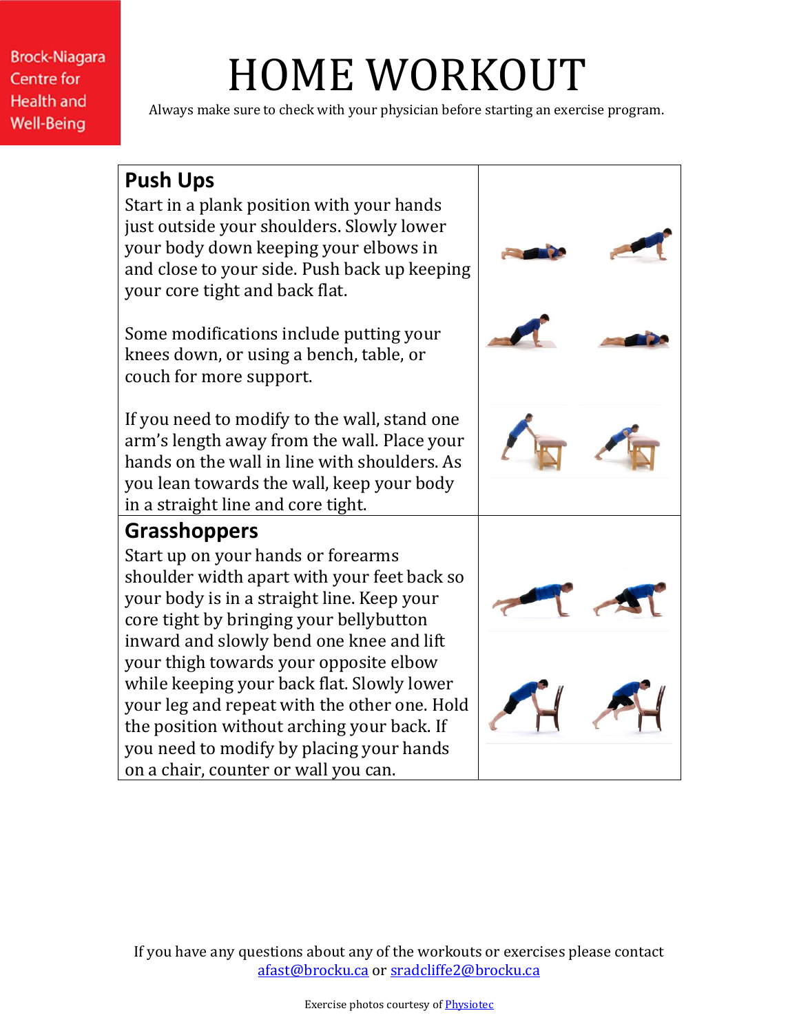# HOME WORKOUT

Always make sure to check with your physician before starting an exercise program.

## Push Ups

Start in a plank position with your hands just outside your shoulders. Slowly lower your body down keeping your elbows in and close to your side. Push back up keeping your core tight and back flat.

Some modifications include putting your knees down, or using a bench, table, or couch for more support.

If you need to modify to the wall, stand one arm's length away from the wall. Place your hands on the wall in line with shoulders. As you lean towards the wall, keep your body in a straight line and core tight.

## Grasshoppers

Start up on your hands or forearms shoulder width apart with your feet back so your body is in a straight line. Keep your core tight by bringing your bellybutton inward and slowly bend one knee and lift your thigh towards your opposite elbow while keeping your back flat. Slowly lower your leg and repeat with the other one. Hold the position without arching your back. If you need to modify by placing your hands on a chair, counter or wall you can.

If you have any questions about any of the workouts or exercises please contact afast@brocku.ca or sradcliffe2@brocku.ca

Exercise photos courtesy of Physiotec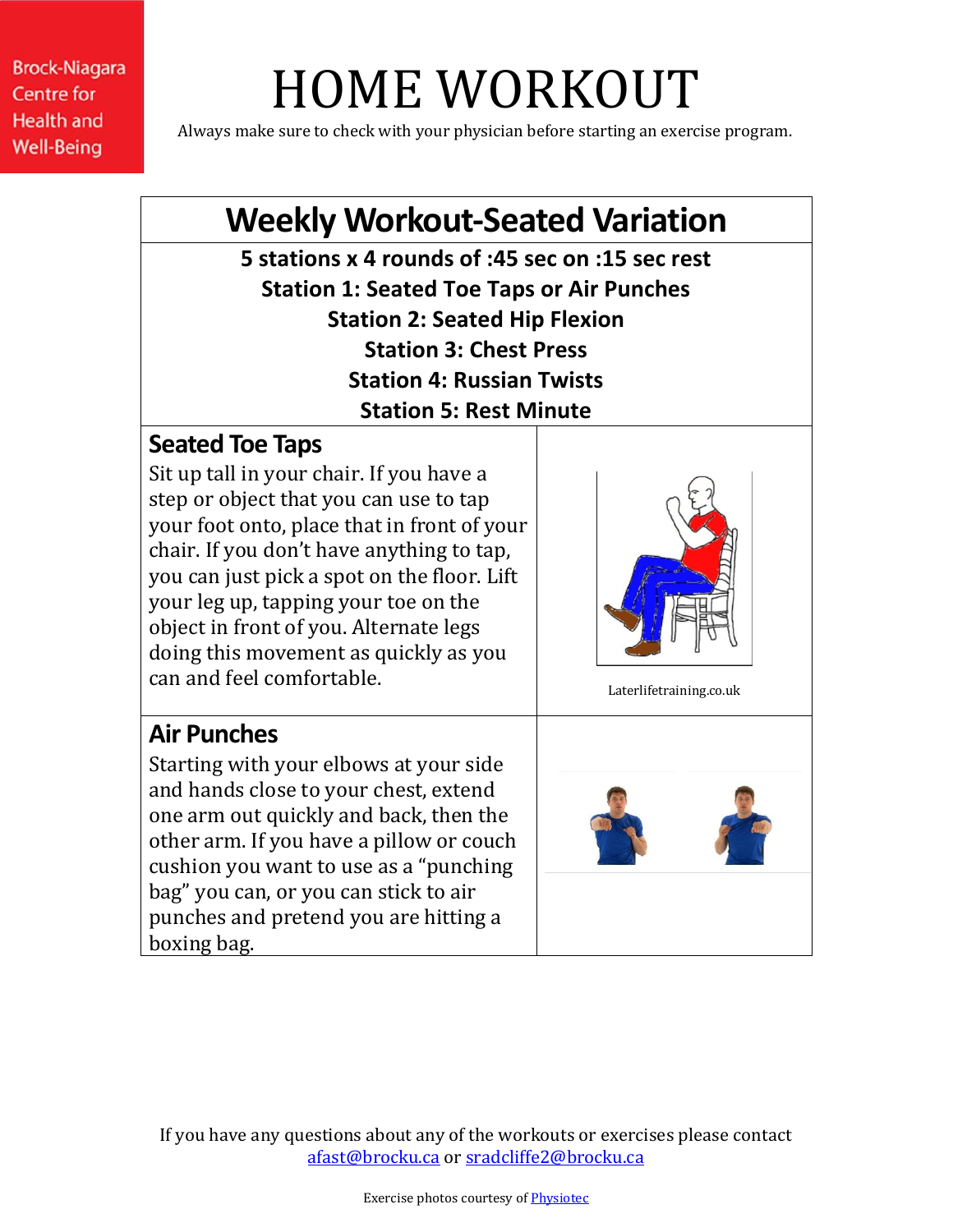Brock-Niagara Centre for Health and Well-Being

# HOME WORKOUT

Always make sure to check with your physician before starting an exercise program.

## Weekly Workout-Seated Variation

**5 stations x 4 rounds of :45 sec on :15 sec rest**
**Station 1: Seated Toe Taps or Air Punches**
**Station 2: Seated Hip Flexion**
**Station 3: Chest Press**
**Station 4: Russian Twists**
**Station 5: Rest Minute**

### Seated Toe Taps

Sit up tall in your chair. If you have a step or object that you can use to tap your foot onto, place that in front of your chair. If you don't have anything to tap, you can just pick a spot on the floor. Lift your leg up, tapping your toe on the object in front of you. Alternate legs doing this movement as quickly as you can and feel comfortable.

Laterlifetraining.co.uk

### Air Punches

Starting with your elbows at your side and hands close to your chest, extend one arm out quickly and back, then the other arm. If you have a pillow or couch cushion you want to use as a "punching bag" you can, or you can stick to air punches and pretend you are hitting a boxing bag.

If you have any questions about any of the workouts or exercises please contact afast@brocku.ca or sradcliffe2@brocku.ca

Exercise photos courtesy of Physiotec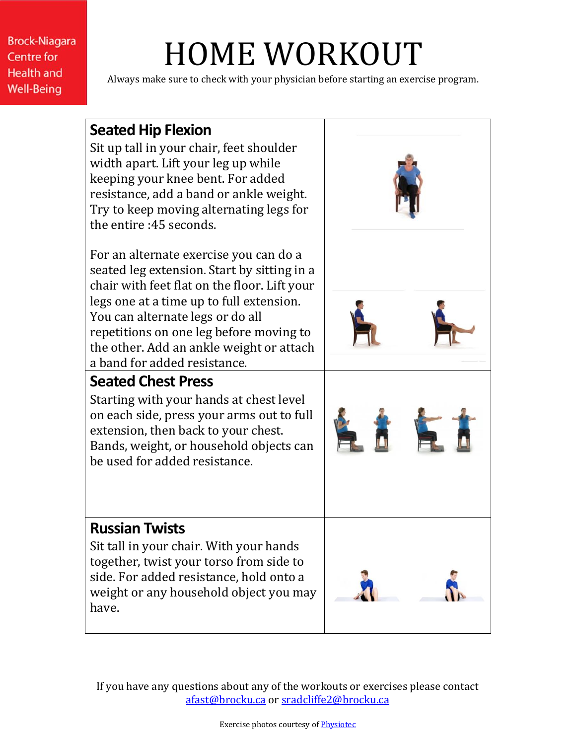Brock-Niagara Centre for Health and Well-Being

# HOME WORKOUT

Always make sure to check with your physician before starting an exercise program.

| | |
|---|---|
| **Seated Hip Flexion**<br>Sit up tall in your chair, feet shoulder width apart. Lift your leg up while keeping your knee bent. For added resistance, add a band or ankle weight. Try to keep moving alternating legs for the entire :45 seconds.<br><br>For an alternate exercise you can do a seated leg extension. Start by sitting in a chair with feet flat on the floor. Lift your legs one at a time up to full extension. You can alternate legs or do all repetitions on one leg before moving to the other. Add an ankle weight or attach a band for added resistance. | |
| **Seated Chest Press**<br>Starting with your hands at chest level on each side, press your arms out to full extension, then back to your chest. Bands, weight, or household objects can be used for added resistance. | |
| **Russian Twists**<br>Sit tall in your chair. With your hands together, twist your torso from side to side. For added resistance, hold onto a weight or any household object you may have. | |

If you have any questions about any of the workouts or exercises please contact afast@brocku.ca or sradcliffe2@brocku.ca

Exercise photos courtesy of Physiotec